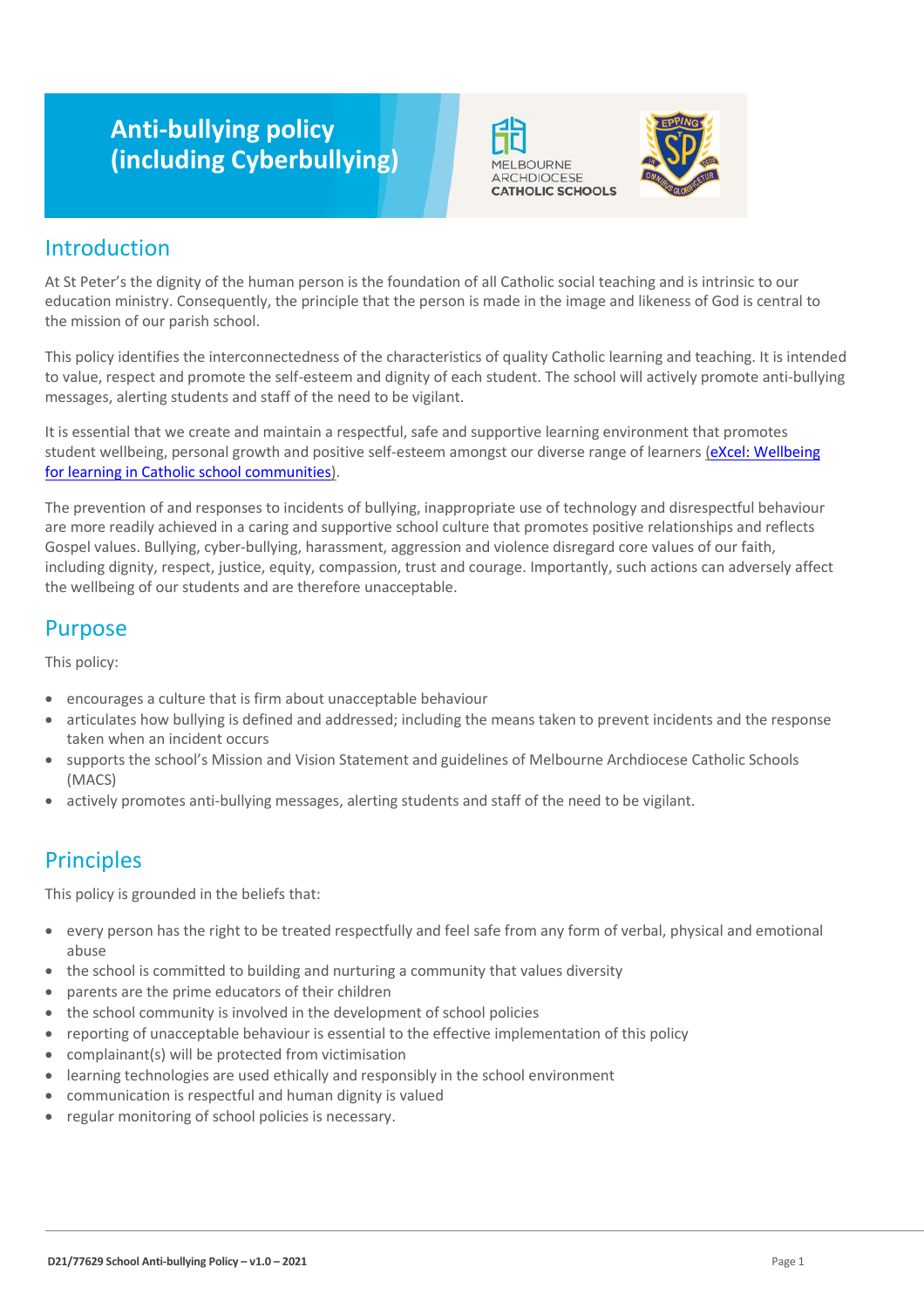# Anti-bullying policy (including Cyberbullying)

## Introduction

At St Peter's the dignity of the human person is the foundation of all Catholic social teaching and is intrinsic to our education ministry. Consequently, the principle that the person is made in the image and likeness of God is central to the mission of our parish school.

This policy identifies the interconnectedness of the characteristics of quality Catholic learning and teaching. It is intended to value, respect and promote the self-esteem and dignity of each student. The school will actively promote anti-bullying messages, alerting students and staff of the need to be vigilant.

It is essential that we create and maintain a respectful, safe and supportive learning environment that promotes student wellbeing, personal growth and positive self-esteem amongst our diverse range of learners (eXcel: Wellbeing for learning in Catholic school communities).

The prevention of and responses to incidents of bullying, inappropriate use of technology and disrespectful behaviour are more readily achieved in a caring and supportive school culture that promotes positive relationships and reflects Gospel values. Bullying, cyber-bullying, harassment, aggression and violence disregard core values of our faith, including dignity, respect, justice, equity, compassion, trust and courage. Importantly, such actions can adversely affect the wellbeing of our students and are therefore unacceptable.

## Purpose

This policy:

- encourages a culture that is firm about unacceptable behaviour
- articulates how bullying is defined and addressed; including the means taken to prevent incidents and the response taken when an incident occurs
- supports the school's Mission and Vision Statement and guidelines of Melbourne Archdiocese Catholic Schools (MACS)
- actively promotes anti-bullying messages, alerting students and staff of the need to be vigilant.

## Principles

This policy is grounded in the beliefs that:

- every person has the right to be treated respectfully and feel safe from any form of verbal, physical and emotional abuse
- the school is committed to building and nurturing a community that values diversity
- parents are the prime educators of their children
- the school community is involved in the development of school policies
- reporting of unacceptable behaviour is essential to the effective implementation of this policy
- complainant(s) will be protected from victimisation
- learning technologies are used ethically and responsibly in the school environment
- communication is respectful and human dignity is valued
- regular monitoring of school policies is necessary.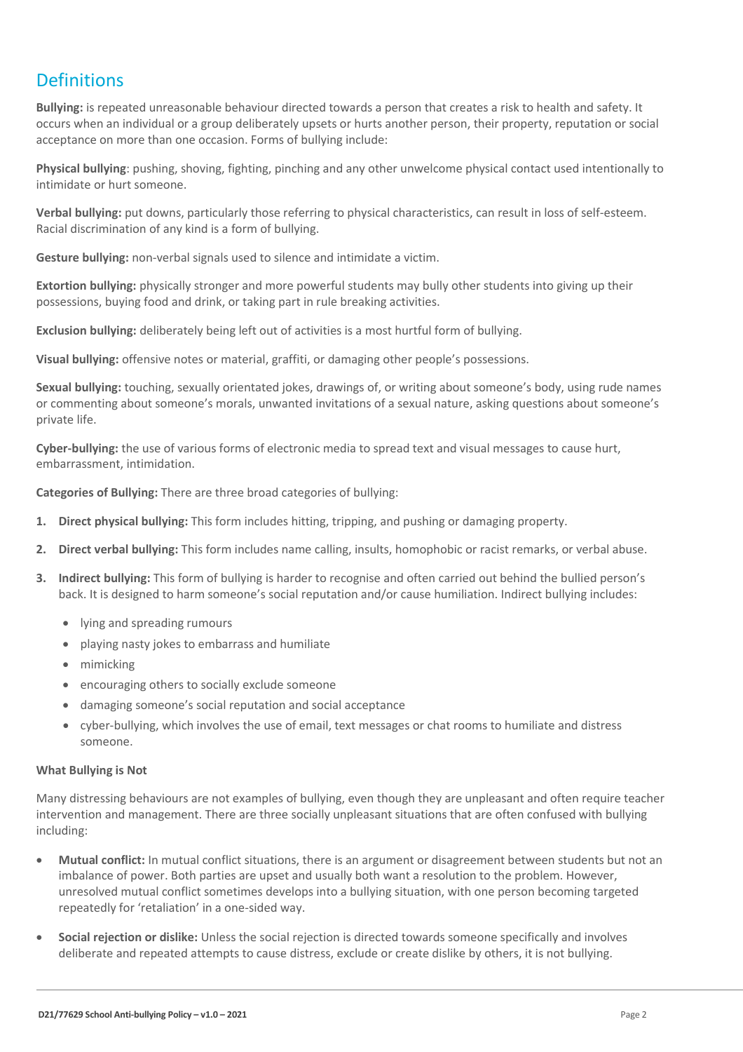## Definitions

**Bullying:** is repeated unreasonable behaviour directed towards a person that creates a risk to health and safety. It occurs when an individual or a group deliberately upsets or hurts another person, their property, reputation or social acceptance on more than one occasion. Forms of bullying include:

**Physical bullying**: pushing, shoving, fighting, pinching and any other unwelcome physical contact used intentionally to intimidate or hurt someone.

**Verbal bullying:** put downs, particularly those referring to physical characteristics, can result in loss of self-esteem. Racial discrimination of any kind is a form of bullying.

**Gesture bullying:** non-verbal signals used to silence and intimidate a victim.

**Extortion bullying:** physically stronger and more powerful students may bully other students into giving up their possessions, buying food and drink, or taking part in rule breaking activities.

**Exclusion bullying:** deliberately being left out of activities is a most hurtful form of bullying.

**Visual bullying:** offensive notes or material, graffiti, or damaging other people's possessions.

**Sexual bullying:** touching, sexually orientated jokes, drawings of, or writing about someone's body, using rude names or commenting about someone's morals, unwanted invitations of a sexual nature, asking questions about someone's private life.

**Cyber-bullying:** the use of various forms of electronic media to spread text and visual messages to cause hurt, embarrassment, intimidation.

**Categories of Bullying:** There are three broad categories of bullying:

1. **Direct physical bullying:** This form includes hitting, tripping, and pushing or damaging property.
2. **Direct verbal bullying:** This form includes name calling, insults, homophobic or racist remarks, or verbal abuse.
3. **Indirect bullying:** This form of bullying is harder to recognise and often carried out behind the bullied person's back. It is designed to harm someone's social reputation and/or cause humiliation. Indirect bullying includes:
    - lying and spreading rumours
    - playing nasty jokes to embarrass and humiliate
    - mimicking
    - encouraging others to socially exclude someone
    - damaging someone's social reputation and social acceptance
    - cyber-bullying, which involves the use of email, text messages or chat rooms to humiliate and distress someone.

**What Bullying is Not**

Many distressing behaviours are not examples of bullying, even though they are unpleasant and often require teacher intervention and management. There are three socially unpleasant situations that are often confused with bullying including:

- **Mutual conflict:** In mutual conflict situations, there is an argument or disagreement between students but not an imbalance of power. Both parties are upset and usually both want a resolution to the problem. However, unresolved mutual conflict sometimes develops into a bullying situation, with one person becoming targeted repeatedly for 'retaliation' in a one-sided way.
- **Social rejection or dislike:** Unless the social rejection is directed towards someone specifically and involves deliberate and repeated attempts to cause distress, exclude or create dislike by others, it is not bullying.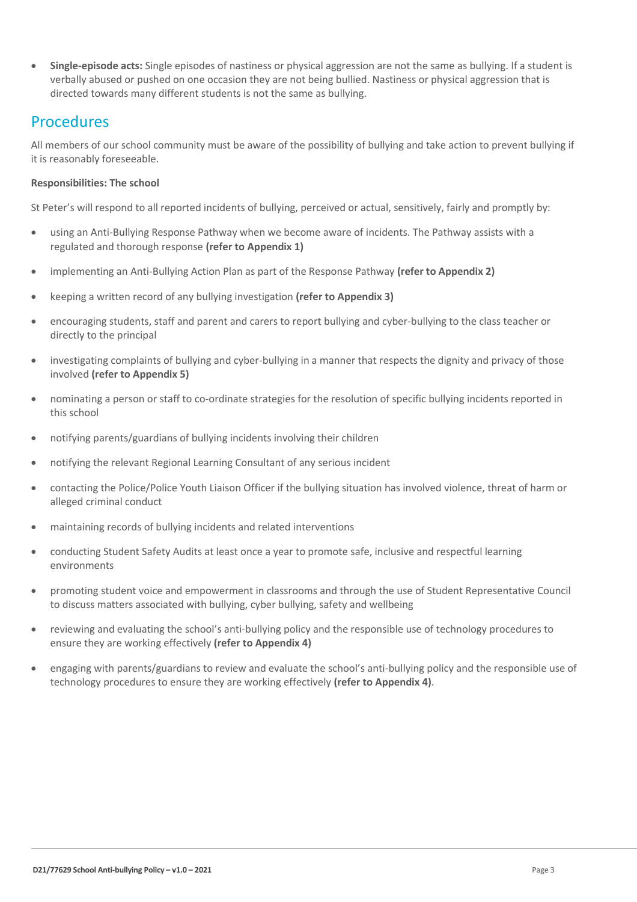- **Single-episode acts:** Single episodes of nastiness or physical aggression are not the same as bullying. If a student is verbally abused or pushed on one occasion they are not being bullied. Nastiness or physical aggression that is directed towards many different students is not the same as bullying.

## Procedures

All members of our school community must be aware of the possibility of bullying and take action to prevent bullying if it is reasonably foreseeable.

**Responsibilities: The school**

St Peter's will respond to all reported incidents of bullying, perceived or actual, sensitively, fairly and promptly by:

- using an Anti-Bullying Response Pathway when we become aware of incidents. The Pathway assists with a regulated and thorough response **(refer to Appendix 1)**
- implementing an Anti-Bullying Action Plan as part of the Response Pathway **(refer to Appendix 2)**
- keeping a written record of any bullying investigation **(refer to Appendix 3)**
- encouraging students, staff and parent and carers to report bullying and cyber-bullying to the class teacher or directly to the principal
- investigating complaints of bullying and cyber-bullying in a manner that respects the dignity and privacy of those involved **(refer to Appendix 5)**
- nominating a person or staff to co-ordinate strategies for the resolution of specific bullying incidents reported in this school
- notifying parents/guardians of bullying incidents involving their children
- notifying the relevant Regional Learning Consultant of any serious incident
- contacting the Police/Police Youth Liaison Officer if the bullying situation has involved violence, threat of harm or alleged criminal conduct
- maintaining records of bullying incidents and related interventions
- conducting Student Safety Audits at least once a year to promote safe, inclusive and respectful learning environments
- promoting student voice and empowerment in classrooms and through the use of Student Representative Council to discuss matters associated with bullying, cyber bullying, safety and wellbeing
- reviewing and evaluating the school's anti-bullying policy and the responsible use of technology procedures to ensure they are working effectively **(refer to Appendix 4)**
- engaging with parents/guardians to review and evaluate the school's anti-bullying policy and the responsible use of technology procedures to ensure they are working effectively **(refer to Appendix 4)**.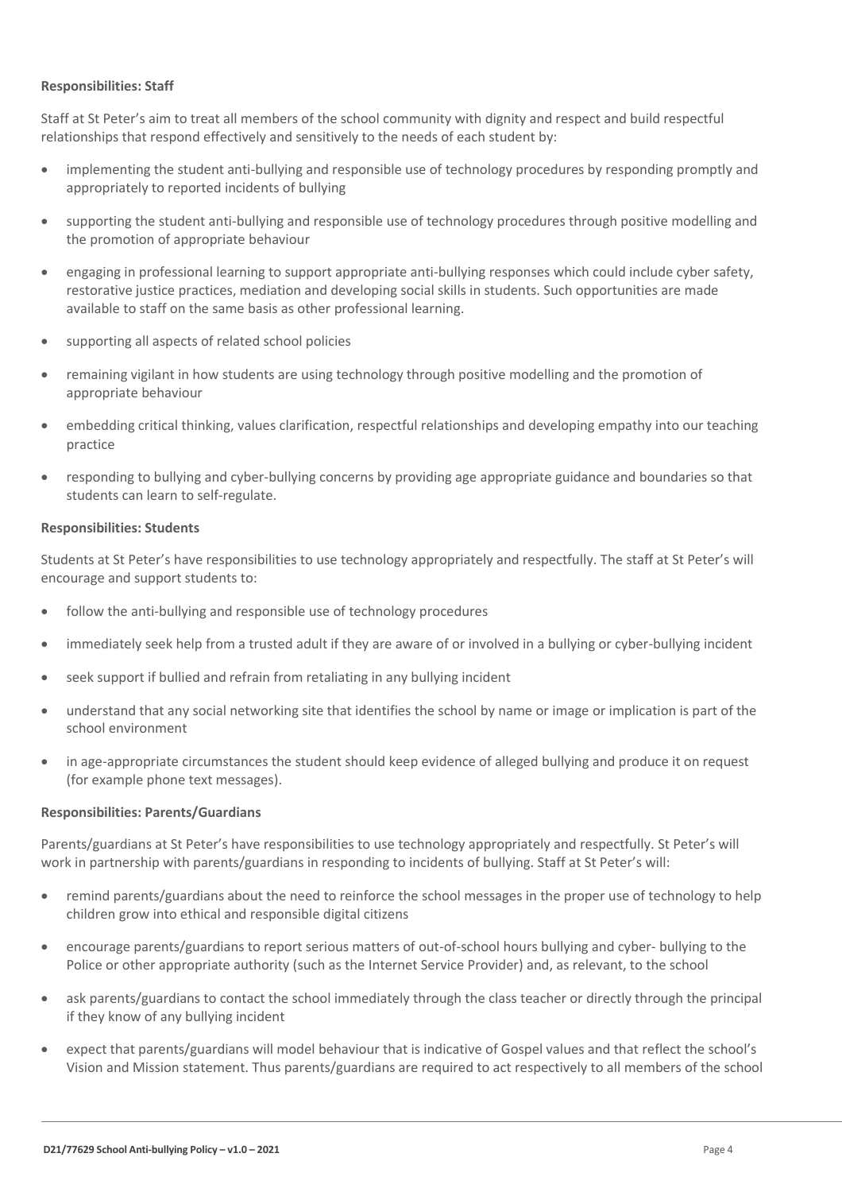**Responsibilities: Staff**

Staff at St Peter's aim to treat all members of the school community with dignity and respect and build respectful relationships that respond effectively and sensitively to the needs of each student by:

- implementing the student anti-bullying and responsible use of technology procedures by responding promptly and appropriately to reported incidents of bullying
- supporting the student anti-bullying and responsible use of technology procedures through positive modelling and the promotion of appropriate behaviour
- engaging in professional learning to support appropriate anti-bullying responses which could include cyber safety, restorative justice practices, mediation and developing social skills in students. Such opportunities are made available to staff on the same basis as other professional learning.
- supporting all aspects of related school policies
- remaining vigilant in how students are using technology through positive modelling and the promotion of appropriate behaviour
- embedding critical thinking, values clarification, respectful relationships and developing empathy into our teaching practice
- responding to bullying and cyber-bullying concerns by providing age appropriate guidance and boundaries so that students can learn to self-regulate.

**Responsibilities: Students**

Students at St Peter's have responsibilities to use technology appropriately and respectfully. The staff at St Peter's will encourage and support students to:

- follow the anti-bullying and responsible use of technology procedures
- immediately seek help from a trusted adult if they are aware of or involved in a bullying or cyber-bullying incident
- seek support if bullied and refrain from retaliating in any bullying incident
- understand that any social networking site that identifies the school by name or image or implication is part of the school environment
- in age-appropriate circumstances the student should keep evidence of alleged bullying and produce it on request (for example phone text messages).

**Responsibilities: Parents/Guardians**

Parents/guardians at St Peter's have responsibilities to use technology appropriately and respectfully. St Peter's will work in partnership with parents/guardians in responding to incidents of bullying. Staff at St Peter's will:

- remind parents/guardians about the need to reinforce the school messages in the proper use of technology to help children grow into ethical and responsible digital citizens
- encourage parents/guardians to report serious matters of out-of-school hours bullying and cyber- bullying to the Police or other appropriate authority (such as the Internet Service Provider) and, as relevant, to the school
- ask parents/guardians to contact the school immediately through the class teacher or directly through the principal if they know of any bullying incident
- expect that parents/guardians will model behaviour that is indicative of Gospel values and that reflect the school's Vision and Mission statement. Thus parents/guardians are required to act respectively to all members of the school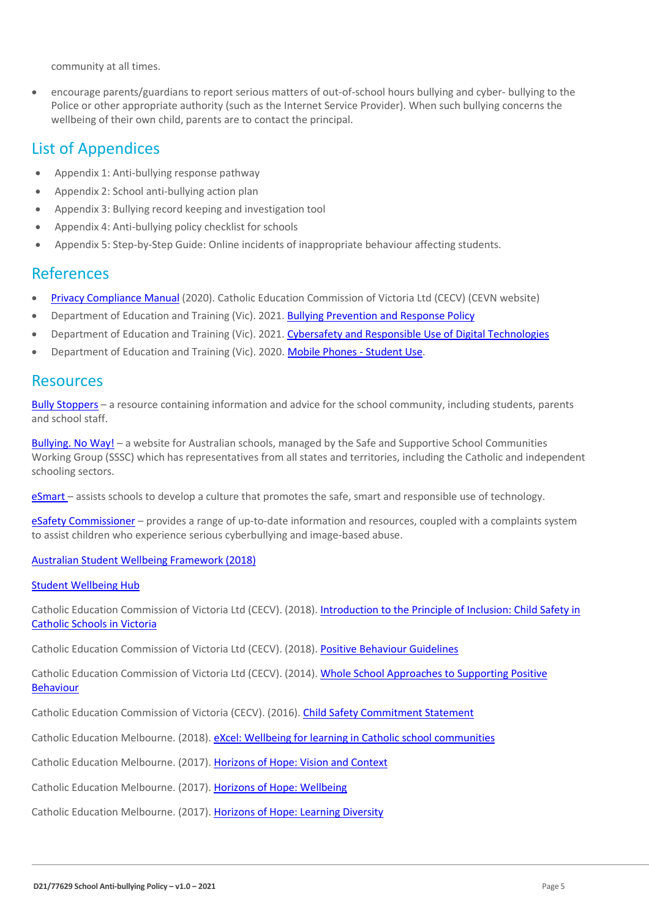community at all times.

- encourage parents/guardians to report serious matters of out-of-school hours bullying and cyber- bullying to the Police or other appropriate authority (such as the Internet Service Provider). When such bullying concerns the wellbeing of their own child, parents are to contact the principal.

## List of Appendices

- Appendix 1: Anti-bullying response pathway
- Appendix 2: School anti-bullying action plan
- Appendix 3: Bullying record keeping and investigation tool
- Appendix 4: Anti-bullying policy checklist for schools
- Appendix 5: Step-by-Step Guide: Online incidents of inappropriate behaviour affecting students.

## References

- Privacy Compliance Manual (2020). Catholic Education Commission of Victoria Ltd (CECV) (CEVN website)
- Department of Education and Training (Vic). 2021. Bullying Prevention and Response Policy
- Department of Education and Training (Vic). 2021. Cybersafety and Responsible Use of Digital Technologies
- Department of Education and Training (Vic). 2020. Mobile Phones - Student Use.

## Resources

Bully Stoppers – a resource containing information and advice for the school community, including students, parents and school staff.

Bullying. No Way! – a website for Australian schools, managed by the Safe and Supportive School Communities Working Group (SSSC) which has representatives from all states and territories, including the Catholic and independent schooling sectors.

eSmart – assists schools to develop a culture that promotes the safe, smart and responsible use of technology.

eSafety Commissioner – provides a range of up-to-date information and resources, coupled with a complaints system to assist children who experience serious cyberbullying and image-based abuse.

Australian Student Wellbeing Framework (2018)

Student Wellbeing Hub

Catholic Education Commission of Victoria Ltd (CECV). (2018). Introduction to the Principle of Inclusion: Child Safety in Catholic Schools in Victoria

Catholic Education Commission of Victoria Ltd (CECV). (2018). Positive Behaviour Guidelines

Catholic Education Commission of Victoria Ltd (CECV). (2014). Whole School Approaches to Supporting Positive Behaviour

Catholic Education Commission of Victoria (CECV). (2016). Child Safety Commitment Statement

Catholic Education Melbourne. (2018). eXcel: Wellbeing for learning in Catholic school communities

Catholic Education Melbourne. (2017). Horizons of Hope: Vision and Context

Catholic Education Melbourne. (2017). Horizons of Hope: Wellbeing

Catholic Education Melbourne. (2017). Horizons of Hope: Learning Diversity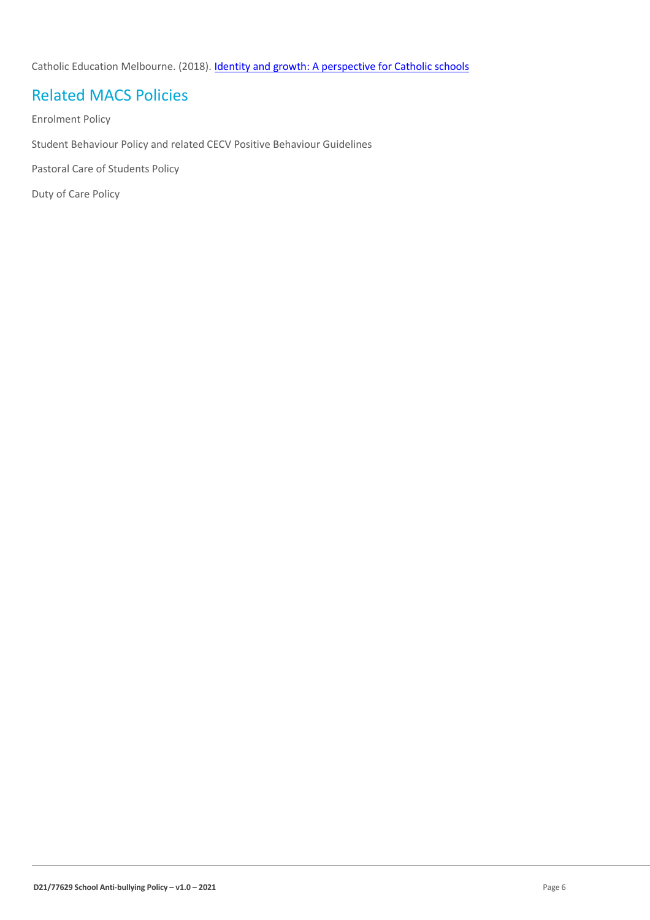Catholic Education Melbourne. (2018). [Identity and growth: A perspective for Catholic schools]

## Related MACS Policies

Enrolment Policy

Student Behaviour Policy and related CECV Positive Behaviour Guidelines

Pastoral Care of Students Policy

Duty of Care Policy